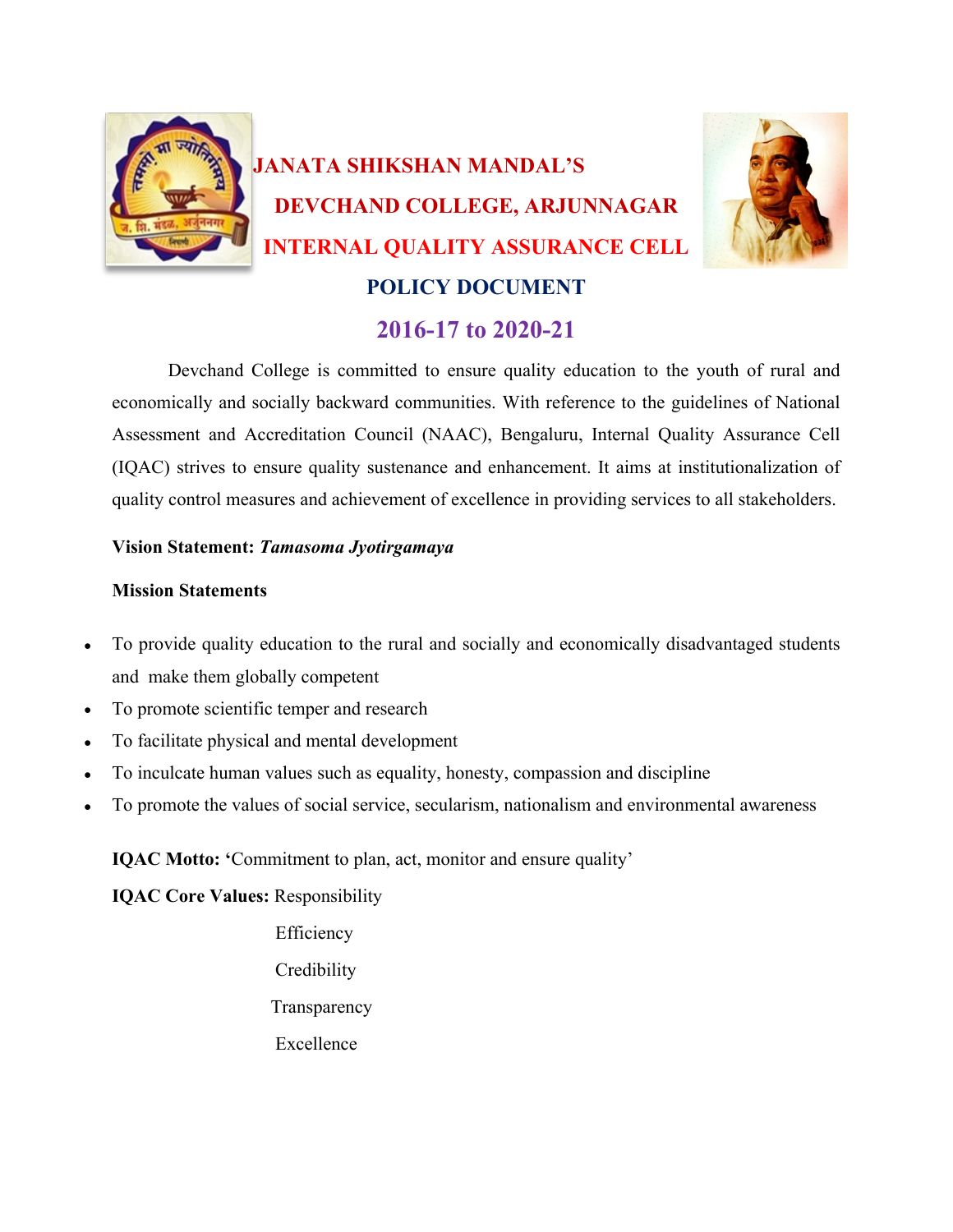# JANATA SHIKSHAN MANDAL'S

# DEVCHAND COLLEGE, ARJUNNAGAR

# INTERNAL QUALITY ASSURANCE CELL

## POLICY DOCUMENT

## 2016-17 to 2020-21

Devchand College is committed to ensure quality education to the youth of rural and economically and socially backward communities. With reference to the guidelines of National Assessment and Accreditation Council (NAAC), Bengaluru, Internal Quality Assurance Cell (IQAC) strives to ensure quality sustenance and enhancement. It aims at institutionalization of quality control measures and achievement of excellence in providing services to all stakeholders.

**Vision Statement:** ***Tamasoma Jyotirgamaya***

**Mission Statements**

- To provide quality education to the rural and socially and economically disadvantaged students and make them globally competent
- To promote scientific temper and research
- To facilitate physical and mental development
- To inculcate human values such as equality, honesty, compassion and discipline
- To promote the values of social service, secularism, nationalism and environmental awareness

**IQAC Motto:** '**Commitment to plan, act, monitor and ensure quality'

**IQAC Core Values:** Responsibility

Efficiency

Credibility

Transparency

Excellence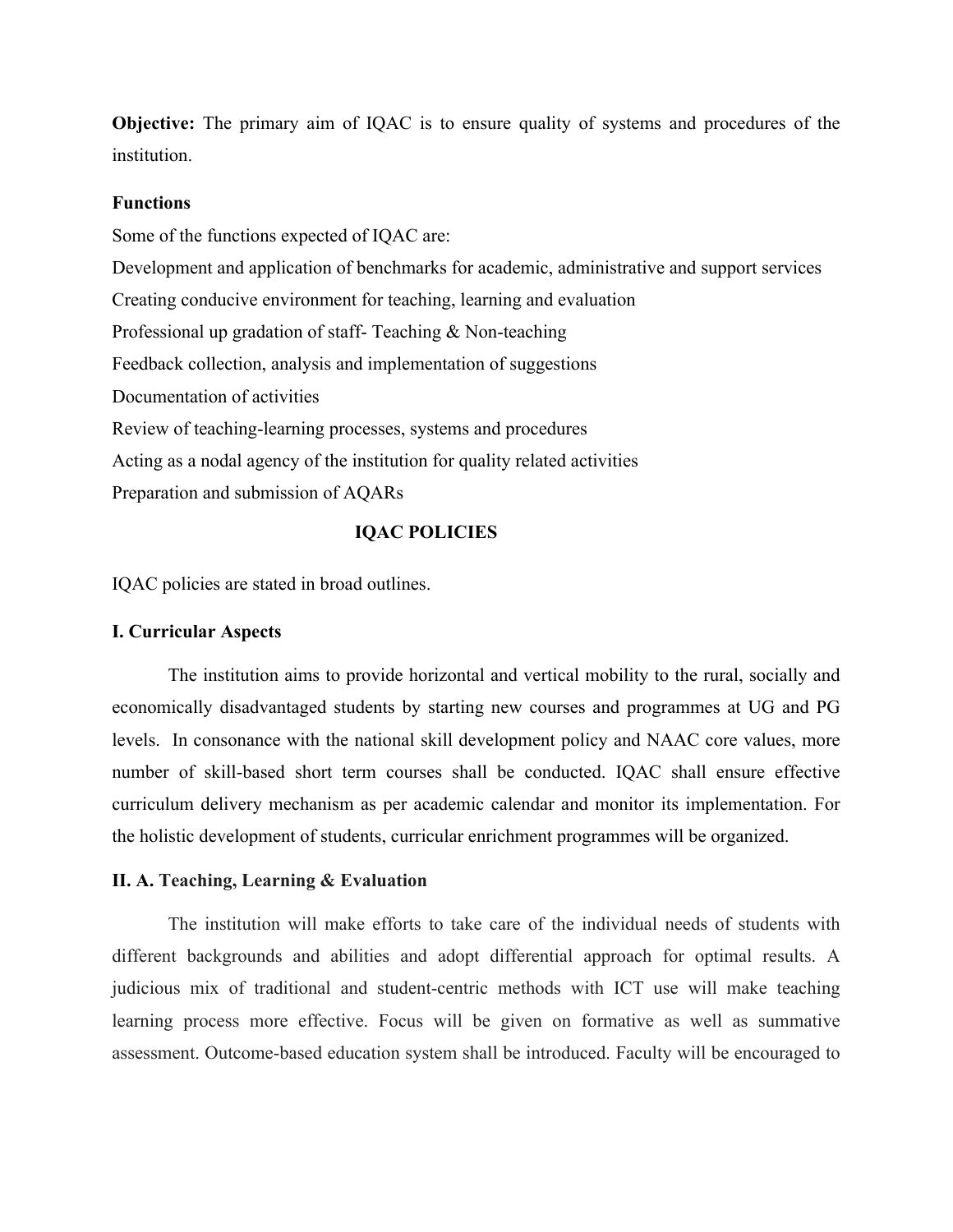**Objective:** The primary aim of IQAC is to ensure quality of systems and procedures of the institution.

**Functions**

Some of the functions expected of IQAC are:

Development and application of benchmarks for academic, administrative and support services

Creating conducive environment for teaching, learning and evaluation

Professional up gradation of staff- Teaching & Non-teaching

Feedback collection, analysis and implementation of suggestions

Documentation of activities

Review of teaching-learning processes, systems and procedures

Acting as a nodal agency of the institution for quality related activities

Preparation and submission of AQARs

## IQAC POLICIES

IQAC policies are stated in broad outlines.

### I. Curricular Aspects

The institution aims to provide horizontal and vertical mobility to the rural, socially and economically disadvantaged students by starting new courses and programmes at UG and PG levels. In consonance with the national skill development policy and NAAC core values, more number of skill-based short term courses shall be conducted. IQAC shall ensure effective curriculum delivery mechanism as per academic calendar and monitor its implementation. For the holistic development of students, curricular enrichment programmes will be organized.

### II. A. Teaching, Learning & Evaluation

The institution will make efforts to take care of the individual needs of students with different backgrounds and abilities and adopt differential approach for optimal results. A judicious mix of traditional and student-centric methods with ICT use will make teaching learning process more effective. Focus will be given on formative as well as summative assessment. Outcome-based education system shall be introduced. Faculty will be encouraged to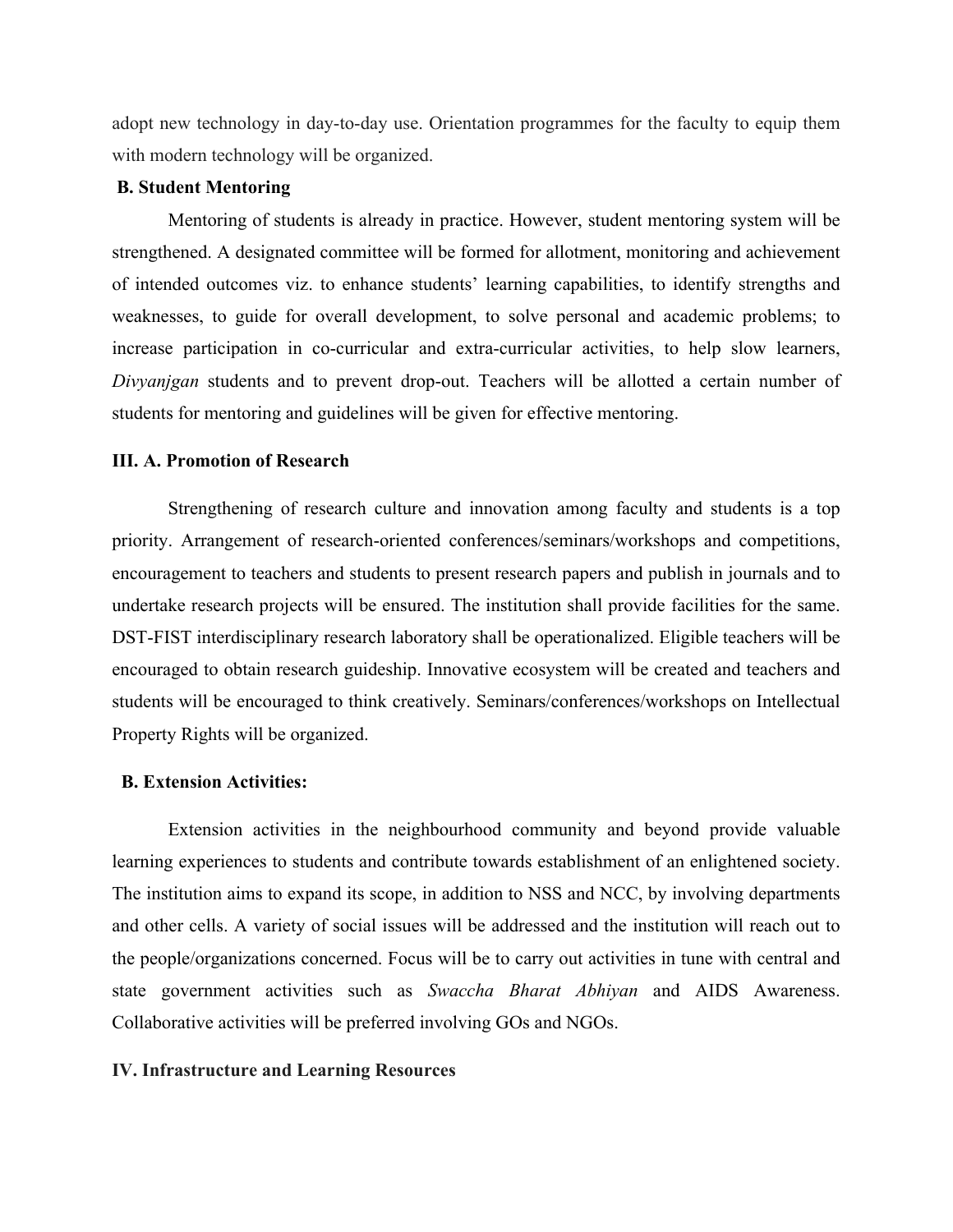adopt new technology in day-to-day use. Orientation programmes for the faculty to equip them with modern technology will be organized.

**B. Student Mentoring**

Mentoring of students is already in practice. However, student mentoring system will be strengthened. A designated committee will be formed for allotment, monitoring and achievement of intended outcomes viz. to enhance students' learning capabilities, to identify strengths and weaknesses, to guide for overall development, to solve personal and academic problems; to increase participation in co-curricular and extra-curricular activities, to help slow learners, *Divyanjgan* students and to prevent drop-out. Teachers will be allotted a certain number of students for mentoring and guidelines will be given for effective mentoring.

**III. A. Promotion of Research**

Strengthening of research culture and innovation among faculty and students is a top priority. Arrangement of research-oriented conferences/seminars/workshops and competitions, encouragement to teachers and students to present research papers and publish in journals and to undertake research projects will be ensured. The institution shall provide facilities for the same. DST-FIST interdisciplinary research laboratory shall be operationalized. Eligible teachers will be encouraged to obtain research guideship. Innovative ecosystem will be created and teachers and students will be encouraged to think creatively. Seminars/conferences/workshops on Intellectual Property Rights will be organized.

**B. Extension Activities:**

Extension activities in the neighbourhood community and beyond provide valuable learning experiences to students and contribute towards establishment of an enlightened society. The institution aims to expand its scope, in addition to NSS and NCC, by involving departments and other cells. A variety of social issues will be addressed and the institution will reach out to the people/organizations concerned. Focus will be to carry out activities in tune with central and state government activities such as *Swaccha Bharat Abhiyan* and AIDS Awareness. Collaborative activities will be preferred involving GOs and NGOs.

**IV. Infrastructure and Learning Resources**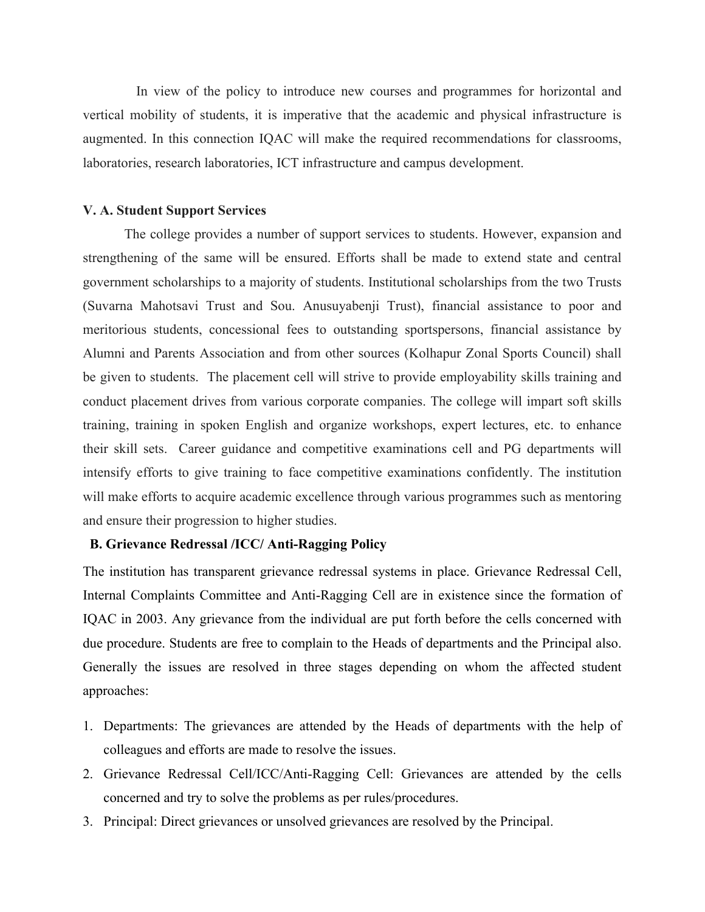In view of the policy to introduce new courses and programmes for horizontal and vertical mobility of students, it is imperative that the academic and physical infrastructure is augmented. In this connection IQAC will make the required recommendations for classrooms, laboratories, research laboratories, ICT infrastructure and campus development.

**V. A. Student Support Services**

The college provides a number of support services to students. However, expansion and strengthening of the same will be ensured. Efforts shall be made to extend state and central government scholarships to a majority of students. Institutional scholarships from the two Trusts (Suvarna Mahotsavi Trust and Sou. Anusuyabenji Trust), financial assistance to poor and meritorious students, concessional fees to outstanding sportspersons, financial assistance by Alumni and Parents Association and from other sources (Kolhapur Zonal Sports Council) shall be given to students. The placement cell will strive to provide employability skills training and conduct placement drives from various corporate companies. The college will impart soft skills training, training in spoken English and organize workshops, expert lectures, etc. to enhance their skill sets. Career guidance and competitive examinations cell and PG departments will intensify efforts to give training to face competitive examinations confidently. The institution will make efforts to acquire academic excellence through various programmes such as mentoring and ensure their progression to higher studies.

**B. Grievance Redressal /ICC/ Anti-Ragging Policy**

The institution has transparent grievance redressal systems in place. Grievance Redressal Cell, Internal Complaints Committee and Anti-Ragging Cell are in existence since the formation of IQAC in 2003. Any grievance from the individual are put forth before the cells concerned with due procedure. Students are free to complain to the Heads of departments and the Principal also. Generally the issues are resolved in three stages depending on whom the affected student approaches:

1. Departments: The grievances are attended by the Heads of departments with the help of colleagues and efforts are made to resolve the issues.
2. Grievance Redressal Cell/ICC/Anti-Ragging Cell: Grievances are attended by the cells concerned and try to solve the problems as per rules/procedures.
3. Principal: Direct grievances or unsolved grievances are resolved by the Principal.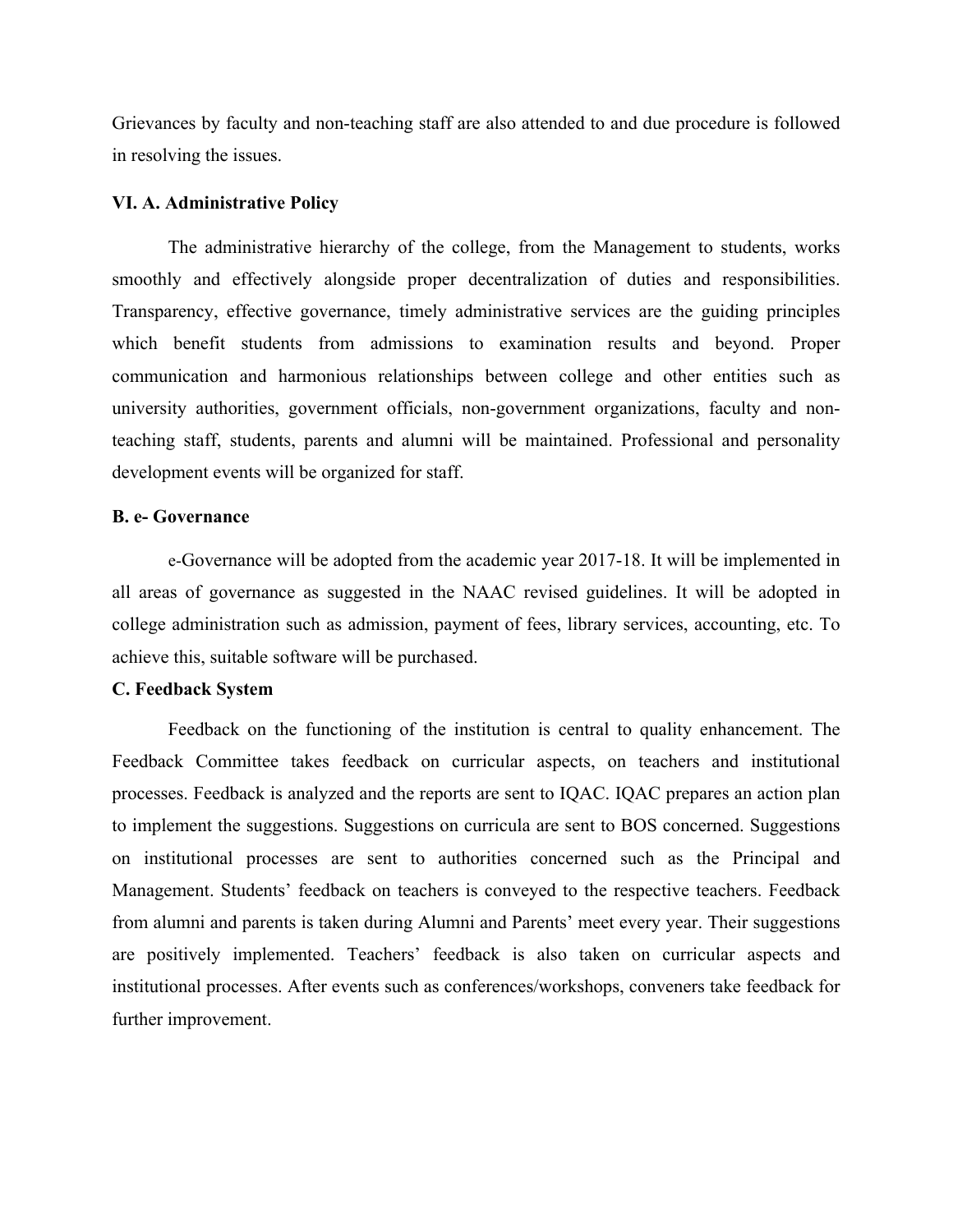Grievances by faculty and non-teaching staff are also attended to and due procedure is followed in resolving the issues.

### VI. A. Administrative Policy

The administrative hierarchy of the college, from the Management to students, works smoothly and effectively alongside proper decentralization of duties and responsibilities. Transparency, effective governance, timely administrative services are the guiding principles which benefit students from admissions to examination results and beyond. Proper communication and harmonious relationships between college and other entities such as university authorities, government officials, non-government organizations, faculty and non-teaching staff, students, parents and alumni will be maintained. Professional and personality development events will be organized for staff.

### B. e- Governance

e-Governance will be adopted from the academic year 2017-18. It will be implemented in all areas of governance as suggested in the NAAC revised guidelines. It will be adopted in college administration such as admission, payment of fees, library services, accounting, etc. To achieve this, suitable software will be purchased.

### C. Feedback System

Feedback on the functioning of the institution is central to quality enhancement. The Feedback Committee takes feedback on curricular aspects, on teachers and institutional processes. Feedback is analyzed and the reports are sent to IQAC. IQAC prepares an action plan to implement the suggestions. Suggestions on curricula are sent to BOS concerned. Suggestions on institutional processes are sent to authorities concerned such as the Principal and Management. Students' feedback on teachers is conveyed to the respective teachers. Feedback from alumni and parents is taken during Alumni and Parents' meet every year. Their suggestions are positively implemented. Teachers' feedback is also taken on curricular aspects and institutional processes. After events such as conferences/workshops, conveners take feedback for further improvement.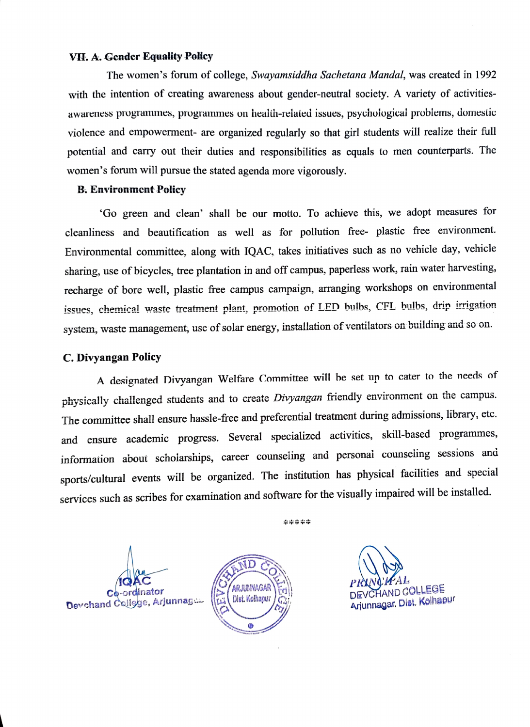## VII. A. Gender Equality Policy

The women's forum of college, *Swayamsiddha Sachetana Mandal*, was created in 1992 with the intention of creating awareness about gender-neutral society. A variety of activities- awareness programmes, programmes on health-related issues, psychological problems, domestic violence and empowerment- are organized regularly so that girl students will realize their full potential and carry out their duties and responsibilities as equals to men counterparts. The women's forum will pursue the stated agenda more vigorously.

### B. Environment Policy

'Go green and clean' shall be our motto. To achieve this, we adopt measures for cleanliness and beautification as well as for pollution free- plastic free environment. Environmental committee, along with IQAC, takes initiatives such as no vehicle day, vehicle sharing, use of bicycles, tree plantation in and off campus, paperless work, rain water harvesting, recharge of bore well, plastic free campus campaign, arranging workshops on environmental issues, chemical waste treatment plant, promotion of LED bulbs, CFL bulbs, drip irrigation system, waste management, use of solar energy, installation of ventilators on building and so on.

### C. Divyangan Policy

A designated Divyangan Welfare Committee will be set up to cater to the needs of physically challenged students and to create *Divyangan* friendly environment on the campus. The committee shall ensure hassle-free and preferential treatment during admissions, library, etc. and ensure academic progress. Several specialized activities, skill-based programmes, information about scholarships, career counseling and personal counseling sessions and sports/cultural events will be organized. The institution has physical facilities and special services such as scribes for examination and software for the visually impaired will be installed.

*****

IQAC
Co-ordinator
Devchand College, Arjunnagar

DEVCHAND COLLEGE
ARJUNNAGAR
Dist. Kolhapur

PRINCIPAL
DEVCHAND COLLEGE
Arjunnagar, Dist. Kolhapur